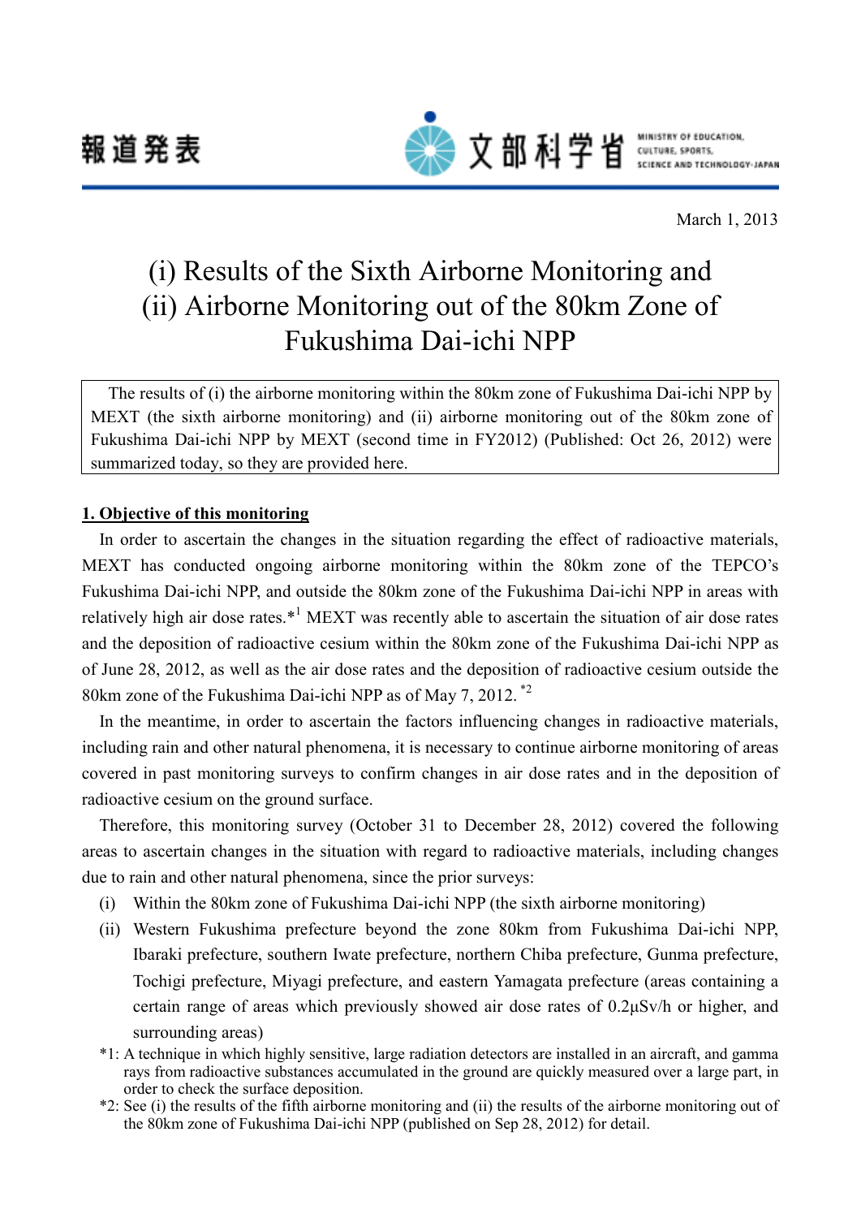報道発表

文部科学省 MINISTRY OF EDUCATION, CULTURE, SPORTS, SCIENCE AND TECHNOLOGY-JAPAN

March 1, 2013

# (i) Results of the Sixth Airborne Monitoring and (ii) Airborne Monitoring out of the 80km Zone of Fukushima Dai-ichi NPP

The results of (i) the airborne monitoring within the 80km zone of Fukushima Dai-ichi NPP by MEXT (the sixth airborne monitoring) and (ii) airborne monitoring out of the 80km zone of Fukushima Dai-ichi NPP by MEXT (second time in FY2012) (Published: Oct 26, 2012) were summarized today, so they are provided here.

## 1. Objective of this monitoring

In order to ascertain the changes in the situation regarding the effect of radioactive materials, MEXT has conducted ongoing airborne monitoring within the 80km zone of the TEPCO's Fukushima Dai-ichi NPP, and outside the 80km zone of the Fukushima Dai-ichi NPP in areas with relatively high air dose rates.*[1] MEXT was recently able to ascertain the situation of air dose rates and the deposition of radioactive cesium within the 80km zone of the Fukushima Dai-ichi NPP as of June 28, 2012, as well as the air dose rates and the deposition of radioactive cesium outside the 80km zone of the Fukushima Dai-ichi NPP as of May 7, 2012. *[2]

In the meantime, in order to ascertain the factors influencing changes in radioactive materials, including rain and other natural phenomena, it is necessary to continue airborne monitoring of areas covered in past monitoring surveys to confirm changes in air dose rates and in the deposition of radioactive cesium on the ground surface.

Therefore, this monitoring survey (October 31 to December 28, 2012) covered the following areas to ascertain changes in the situation with regard to radioactive materials, including changes due to rain and other natural phenomena, since the prior surveys:

(i) Within the 80km zone of Fukushima Dai-ichi NPP (the sixth airborne monitoring)

(ii) Western Fukushima prefecture beyond the zone 80km from Fukushima Dai-ichi NPP, Ibaraki prefecture, southern Iwate prefecture, northern Chiba prefecture, Gunma prefecture, Tochigi prefecture, Miyagi prefecture, and eastern Yamagata prefecture (areas containing a certain range of areas which previously showed air dose rates of 0.2μSv/h or higher, and surrounding areas)

*1: A technique in which highly sensitive, large radiation detectors are installed in an aircraft, and gamma rays from radioactive substances accumulated in the ground are quickly measured over a large part, in order to check the surface deposition.

*2: See (i) the results of the fifth airborne monitoring and (ii) the results of the airborne monitoring out of the 80km zone of Fukushima Dai-ichi NPP (published on Sep 28, 2012) for detail.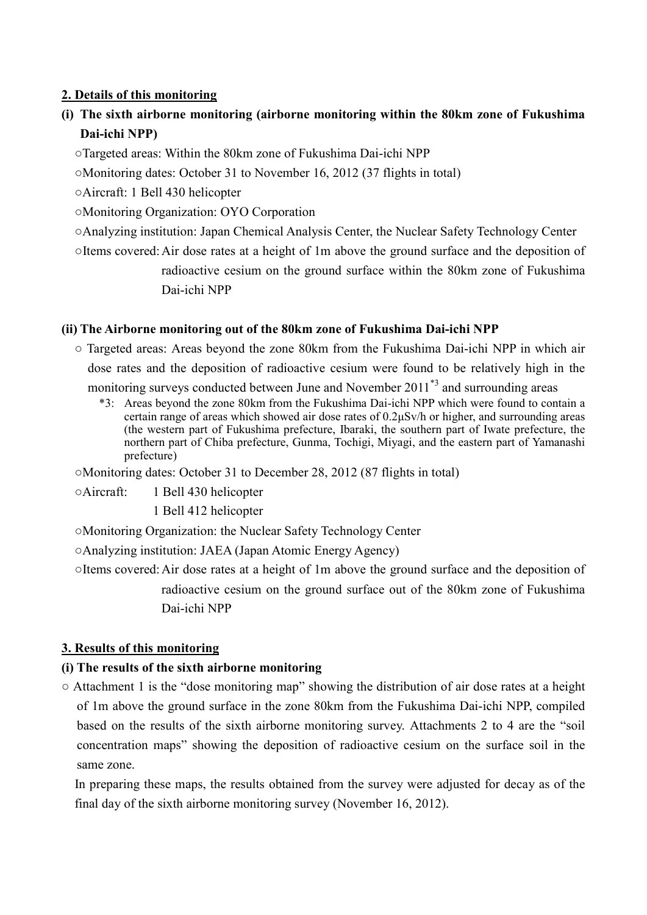## 2. Details of this monitoring

### (i) The sixth airborne monitoring (airborne monitoring within the 80km zone of Fukushima Dai-ichi NPP)

○Targeted areas: Within the 80km zone of Fukushima Dai-ichi NPP

○Monitoring dates: October 31 to November 16, 2012 (37 flights in total)

○Aircraft: 1 Bell 430 helicopter

○Monitoring Organization: OYO Corporation

○Analyzing institution: Japan Chemical Analysis Center, the Nuclear Safety Technology Center

○Items covered: Air dose rates at a height of 1m above the ground surface and the deposition of radioactive cesium on the ground surface within the 80km zone of Fukushima Dai-ichi NPP

### (ii) The Airborne monitoring out of the 80km zone of Fukushima Dai-ichi NPP

○ Targeted areas: Areas beyond the zone 80km from the Fukushima Dai-ichi NPP in which air dose rates and the deposition of radioactive cesium were found to be relatively high in the monitoring surveys conducted between June and November 2011[*3] and surrounding areas

*3: Areas beyond the zone 80km from the Fukushima Dai-ichi NPP which were found to contain a certain range of areas which showed air dose rates of 0.2μSv/h or higher, and surrounding areas (the western part of Fukushima prefecture, Ibaraki, the southern part of Iwate prefecture, the northern part of Chiba prefecture, Gunma, Tochigi, Miyagi, and the eastern part of Yamanashi prefecture)

○Monitoring dates: October 31 to December 28, 2012 (87 flights in total)

○Aircraft: 1 Bell 430 helicopter
1 Bell 412 helicopter

○Monitoring Organization: the Nuclear Safety Technology Center

○Analyzing institution: JAEA (Japan Atomic Energy Agency)

○Items covered: Air dose rates at a height of 1m above the ground surface and the deposition of radioactive cesium on the ground surface out of the 80km zone of Fukushima Dai-ichi NPP

## 3. Results of this monitoring

### (i) The results of the sixth airborne monitoring

○ Attachment 1 is the "dose monitoring map" showing the distribution of air dose rates at a height of 1m above the ground surface in the zone 80km from the Fukushima Dai-ichi NPP, compiled based on the results of the sixth airborne monitoring survey. Attachments 2 to 4 are the "soil concentration maps" showing the deposition of radioactive cesium on the surface soil in the same zone.

In preparing these maps, the results obtained from the survey were adjusted for decay as of the final day of the sixth airborne monitoring survey (November 16, 2012).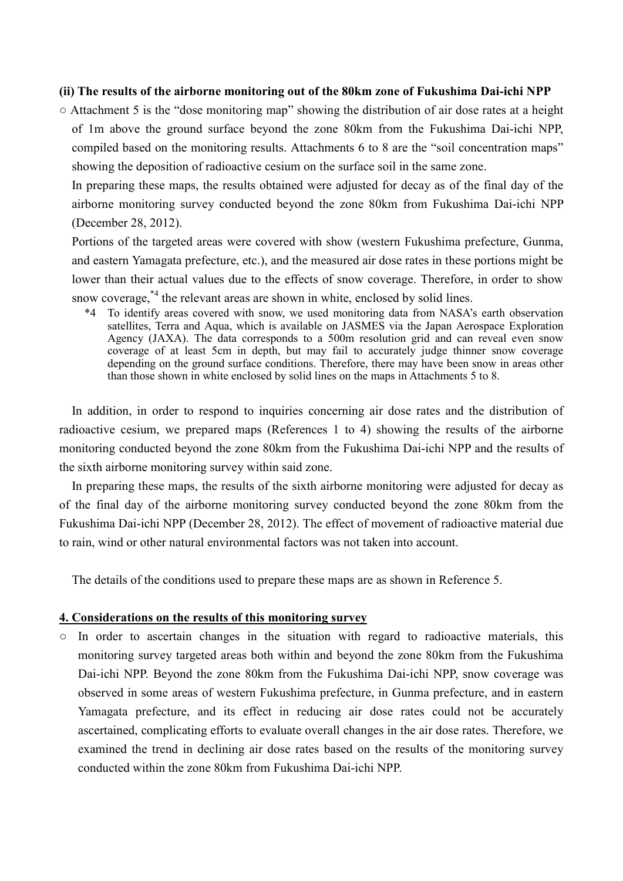**(ii) The results of the airborne monitoring out of the 80km zone of Fukushima Dai-ichi NPP**

○ Attachment 5 is the "dose monitoring map" showing the distribution of air dose rates at a height of 1m above the ground surface beyond the zone 80km from the Fukushima Dai-ichi NPP, compiled based on the monitoring results. Attachments 6 to 8 are the "soil concentration maps" showing the deposition of radioactive cesium on the surface soil in the same zone.

In preparing these maps, the results obtained were adjusted for decay as of the final day of the airborne monitoring survey conducted beyond the zone 80km from Fukushima Dai-ichi NPP (December 28, 2012).

Portions of the targeted areas were covered with show (western Fukushima prefecture, Gunma, and eastern Yamagata prefecture, etc.), and the measured air dose rates in these portions might be lower than their actual values due to the effects of snow coverage. Therefore, in order to show snow coverage,[*4] the relevant areas are shown in white, enclosed by solid lines.

*4 To identify areas covered with snow, we used monitoring data from NASA's earth observation satellites, Terra and Aqua, which is available on JASMES via the Japan Aerospace Exploration Agency (JAXA). The data corresponds to a 500m resolution grid and can reveal even snow coverage of at least 5cm in depth, but may fail to accurately judge thinner snow coverage depending on the ground surface conditions. Therefore, there may have been snow in areas other than those shown in white enclosed by solid lines on the maps in Attachments 5 to 8.

In addition, in order to respond to inquiries concerning air dose rates and the distribution of radioactive cesium, we prepared maps (References 1 to 4) showing the results of the airborne monitoring conducted beyond the zone 80km from the Fukushima Dai-ichi NPP and the results of the sixth airborne monitoring survey within said zone.

In preparing these maps, the results of the sixth airborne monitoring were adjusted for decay as of the final day of the airborne monitoring survey conducted beyond the zone 80km from the Fukushima Dai-ichi NPP (December 28, 2012). The effect of movement of radioactive material due to rain, wind or other natural environmental factors was not taken into account.

The details of the conditions used to prepare these maps are as shown in Reference 5.

## 4. Considerations on the results of this monitoring survey

○ In order to ascertain changes in the situation with regard to radioactive materials, this monitoring survey targeted areas both within and beyond the zone 80km from the Fukushima Dai-ichi NPP. Beyond the zone 80km from the Fukushima Dai-ichi NPP, snow coverage was observed in some areas of western Fukushima prefecture, in Gunma prefecture, and in eastern Yamagata prefecture, and its effect in reducing air dose rates could not be accurately ascertained, complicating efforts to evaluate overall changes in the air dose rates. Therefore, we examined the trend in declining air dose rates based on the results of the monitoring survey conducted within the zone 80km from Fukushima Dai-ichi NPP.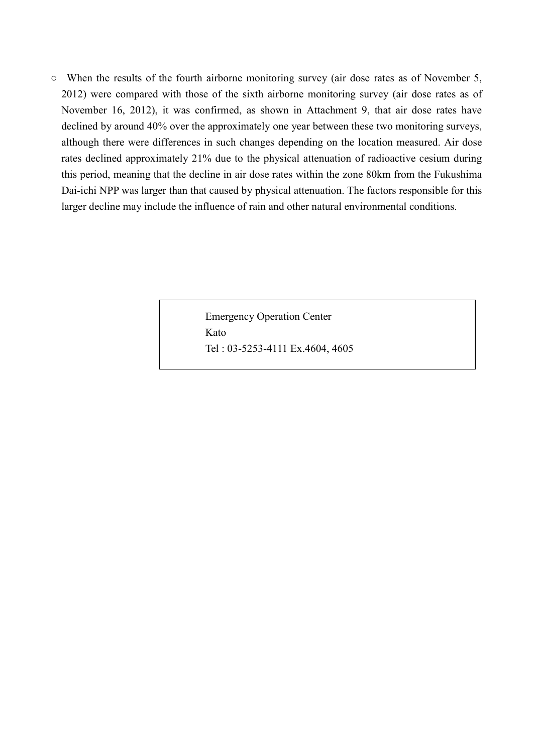○ When the results of the fourth airborne monitoring survey (air dose rates as of November 5, 2012) were compared with those of the sixth airborne monitoring survey (air dose rates as of November 16, 2012), it was confirmed, as shown in Attachment 9, that air dose rates have declined by around 40% over the approximately one year between these two monitoring surveys, although there were differences in such changes depending on the location measured. Air dose rates declined approximately 21% due to the physical attenuation of radioactive cesium during this period, meaning that the decline in air dose rates within the zone 80km from the Fukushima Dai-ichi NPP was larger than that caused by physical attenuation. The factors responsible for this larger decline may include the influence of rain and other natural environmental conditions.

| Emergency Operation Center<br>Kato<br>Tel : 03-5253-4111 Ex.4604, 4605 |
|---|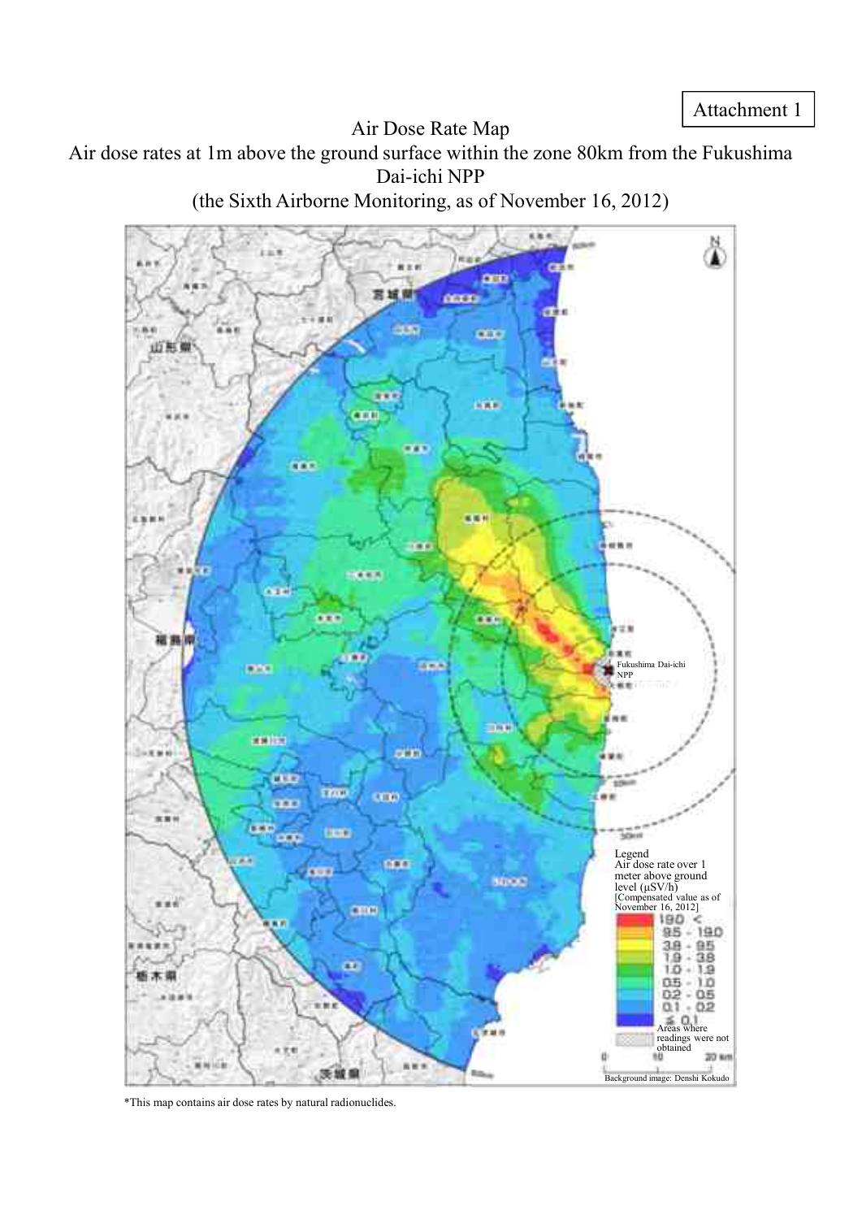Attachment 1

# Air Dose Rate Map

Air dose rates at 1m above the ground surface within the zone 80km from the Fukushima Dai-ichi NPP

(the Sixth Airborne Monitoring, as of November 16, 2012)

Fukushima Dai-ichi NPP

Legend

Air dose rate over 1 meter above ground level (μSV/h)

[Compensated value as of November 16, 2012]

- 19.0 <
- 9.5 - 19.0
- 3.8 - 9.5
- 1.9 - 3.8
- 1.0 - 1.9
- 0.5 - 1.0
- 0.2 - 0.5
- 0.1 - 0.2
- ≦ 0.1
- Areas where readings were not obtained

0 10 20 km

Background image: Denshi Kokudo

*This map contains air dose rates by natural radionuclides.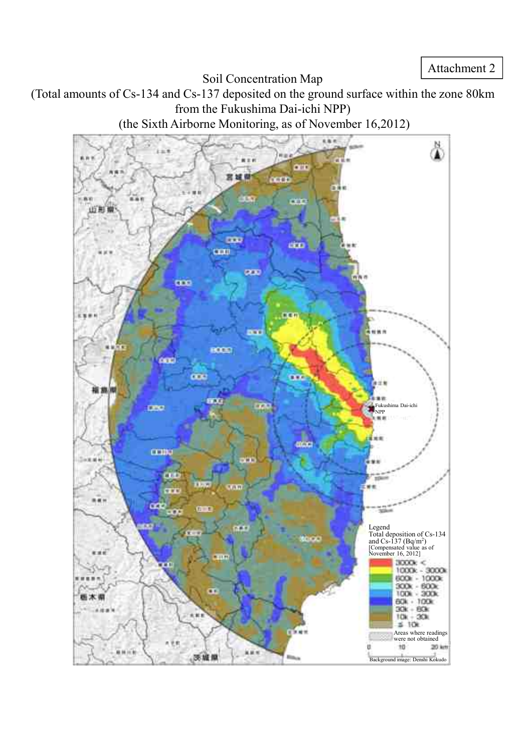Attachment 2

# Soil Concentration Map

(Total amounts of Cs-134 and Cs-137 deposited on the ground surface within the zone 80km from the Fukushima Dai-ichi NPP)

(the Sixth Airborne Monitoring, as of November 16,2012)

Fukushima Dai-ichi NPP

Legend
Total deposition of Cs-134 and Cs-137 ($Bq/m^2$)
[Compensated value as of November 16, 2012]

- 3000k <
- 1000k - 3000k
- 600k - 1000k
- 300k - 600k
- 100k - 300k
- 60k - 100k
- 30k - 60k
- 10k - 30k
- ≤ 10k
- Areas where readings were not obtained

0 10 20 km

Background image: Denshi Kokudo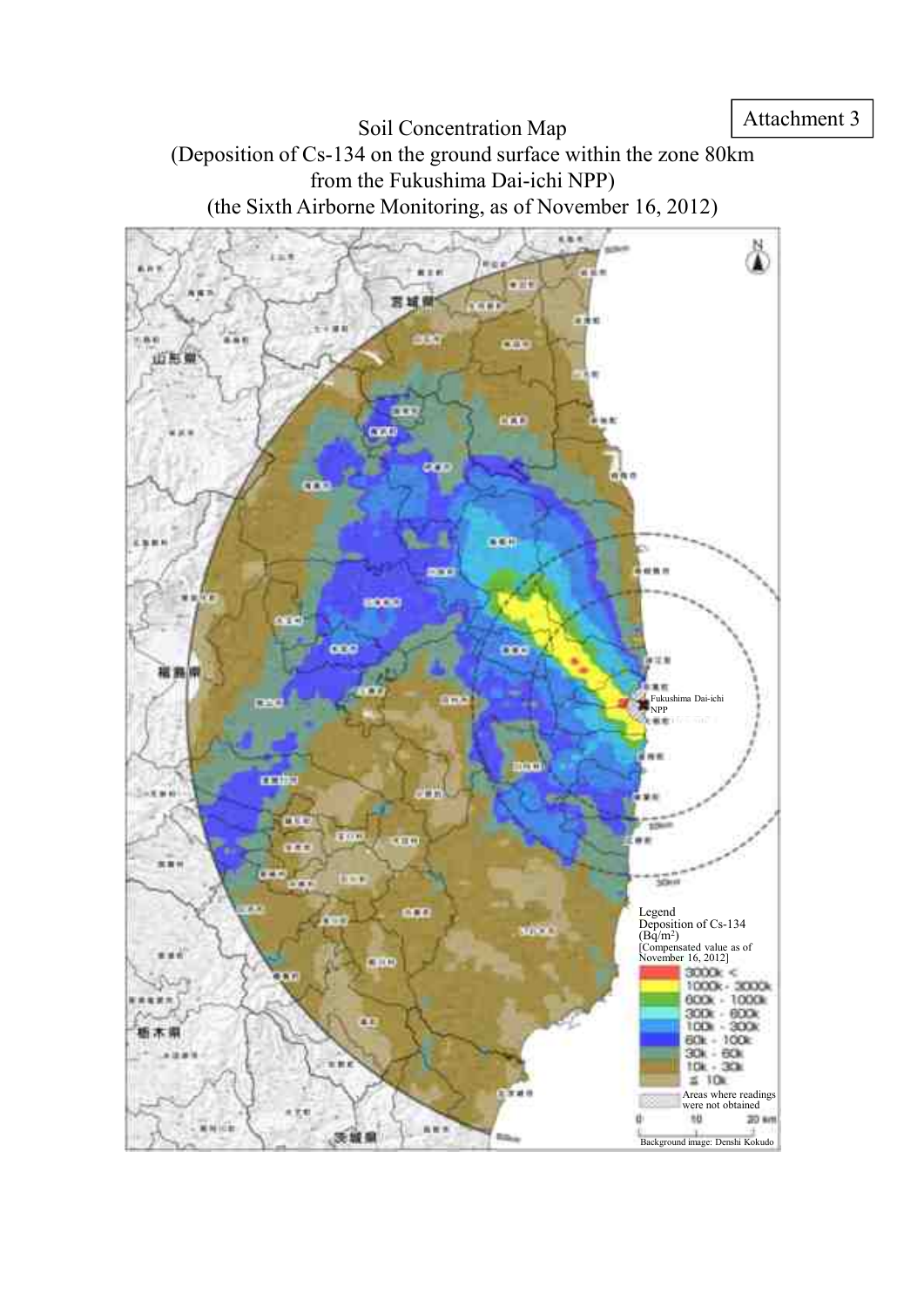Attachment 3

# Soil Concentration Map

(Deposition of Cs-134 on the ground surface within the zone 80km from the Fukushima Dai-ichi NPP)

(the Sixth Airborne Monitoring, as of November 16, 2012)

Fukushima Dai-ichi NPP

Legend

Deposition of Cs-134 ($Bq/m^2$)

[Compensated value as of November 16, 2012]

- 3000k <
- 1000k - 3000k
- 600k - 1000k
- 300k - 600k
- 100k - 300k
- 60k - 100k
- 30k - 60k
- 10k - 30k
- ≦ 10k
- Areas where readings were not obtained

0 10 20 km

Background image: Denshi Kokudo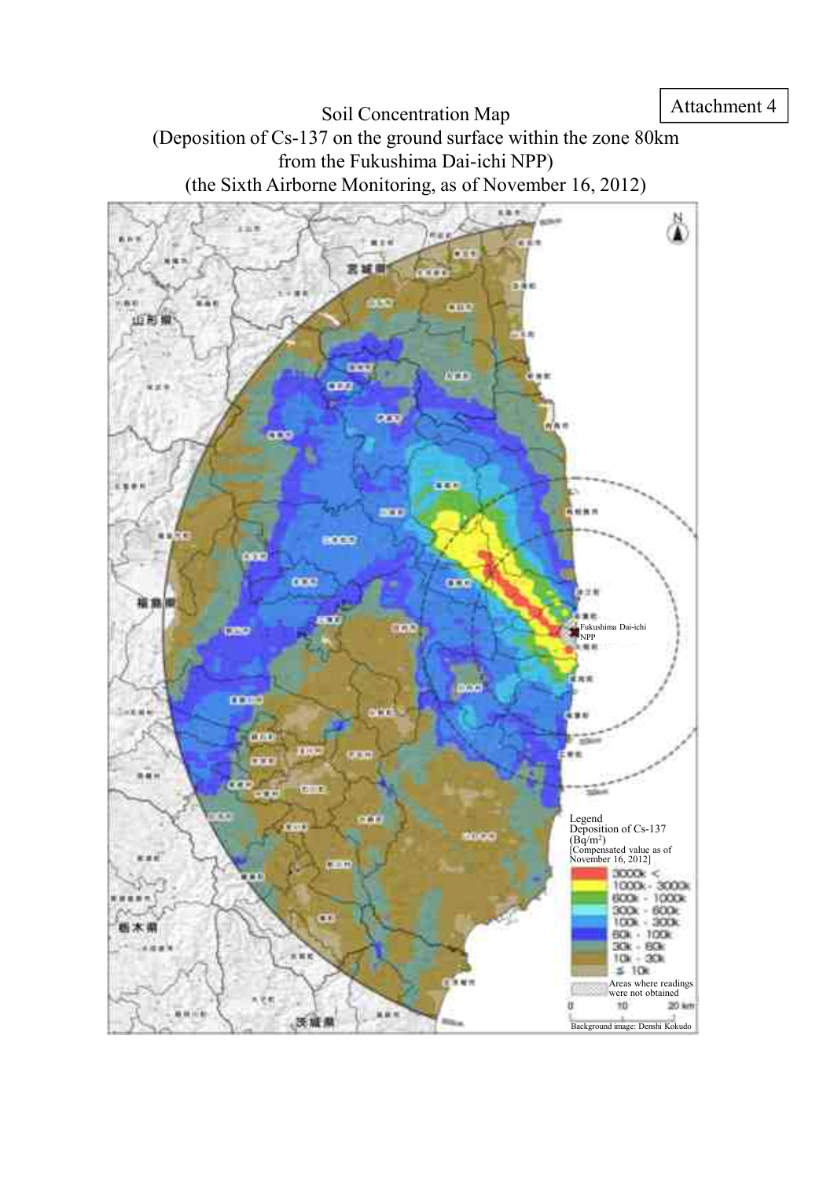Attachment 4

# Soil Concentration Map
## (Deposition of Cs-137 on the ground surface within the zone 80km from the Fukushima Dai-ichi NPP)
## (the Sixth Airborne Monitoring, as of November 16, 2012)

Fukushima Dai-ichi NPP

Legend
Deposition of Cs-137 ($Bq/m^2$)
[Compensated value as of November 16, 2012]

- 3000k <
- 1000k - 3000k
- 600k - 1000k
- 300k - 600k
- 100k - 300k
- 60k - 100k
- 30k - 60k
- 10k - 30k
- ≦ 10k
- Areas where readings were not obtained

0 10 20 km

Background image: Denshi Kokudo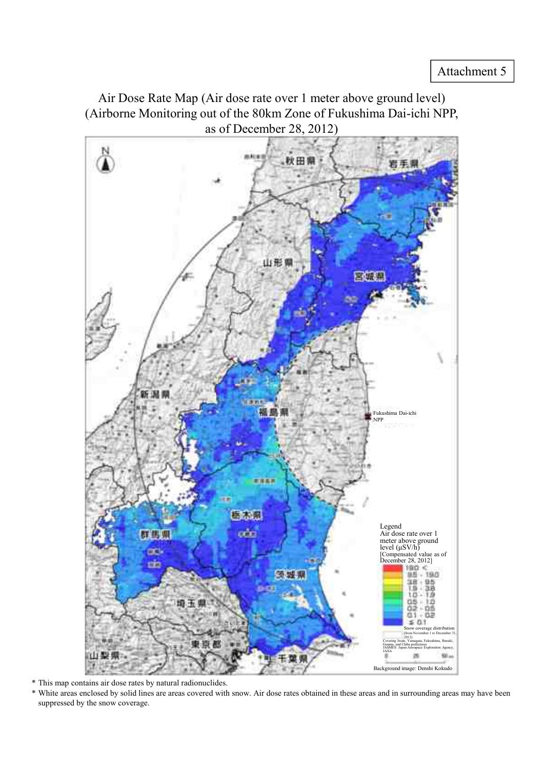Attachment 5

# Air Dose Rate Map (Air dose rate over 1 meter above ground level)
# (Airborne Monitoring out of the 80km Zone of Fukushima Dai-ichi NPP, as of December 28, 2012)

Fukushima Dai-ichi NPP

Legend
Air dose rate over 1 meter above ground level (μSV/h)
[Compensated value as of December 28, 2012]

| |
|---|
| 19.0 < |
| 9.5 - 19.0 |
| 3.8 - 9.5 |
| 1.9 - 3.8 |
| 1.0 - 1.9 |
| 0.5 - 1.0 |
| 0.2 - 0.5 |
| 0.1 - 0.2 |
| ≤ 0.1 |

Snow coverage distribution (from November 1 to December 31, 2012)
Covering Iwate, Yamagata, Fukushima, Ibaraki, Gunma, and Chiba prefectures
JASMES: Japan Aerospace Exploration Agency, JAXA

Background image: Denshi Kokudo

* This map contains air dose rates by natural radionuclides.
* White areas enclosed by solid lines are areas covered with snow. Air dose rates obtained in these areas and in surrounding areas may have been suppressed by the snow coverage.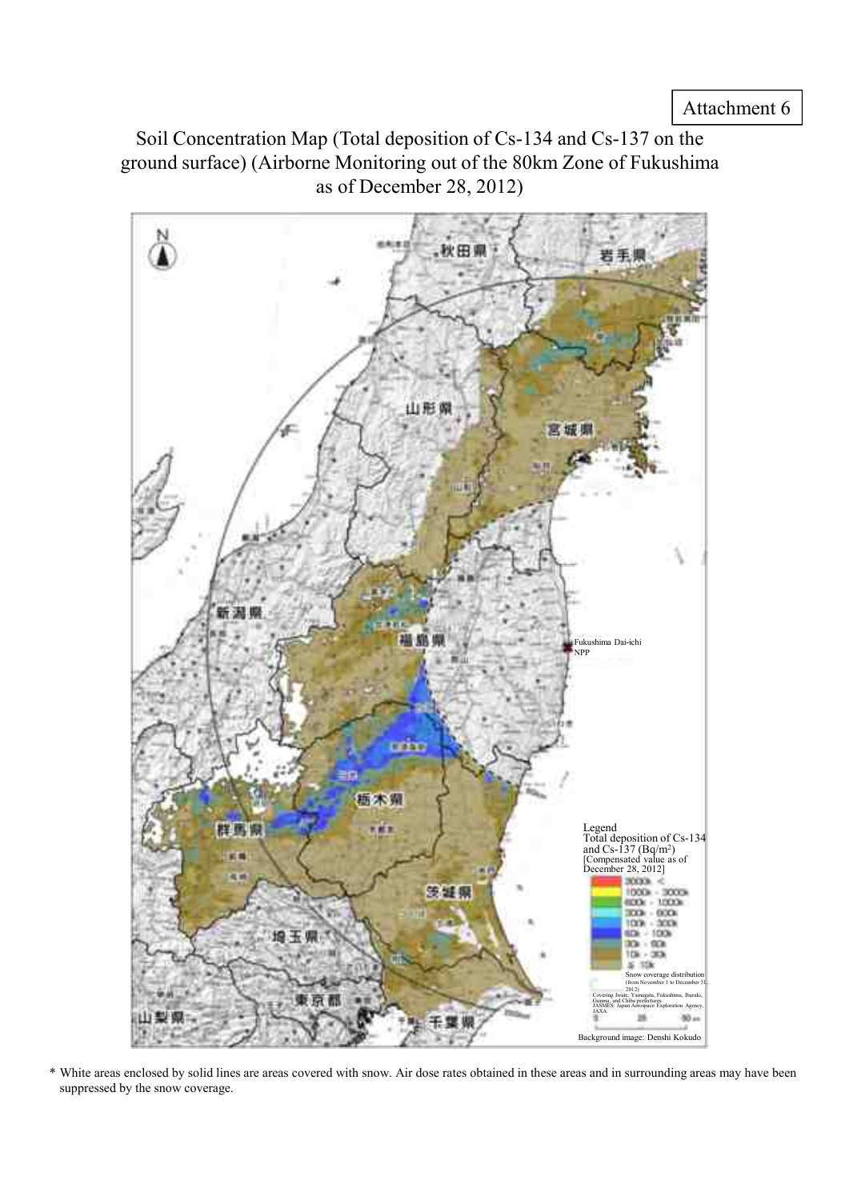Attachment 6

# Soil Concentration Map (Total deposition of Cs-134 and Cs-137 on the ground surface) (Airborne Monitoring out of the 80km Zone of Fukushima as of December 28, 2012)

Fukushima Dai-ichi NPP

Legend
Total deposition of Cs-134 and Cs-137 ($Bq/m^2$)
[Compensated value as of December 28, 2012]

- 3000k <
- 1000k - 3000k
- 600k - 1000k
- 300k - 600k
- 100k - 300k
- 60k - 100k
- 30k - 60k
- 10k - 30k
- ≤ 10k

Snow coverage distribution (from November 1 to December 31, 2012)
Covering Iwate, Yamagata, Fukushima, Ibaraki, Gunma, and Chiba prefectures
JASMES: Japan Aerospace Exploration Agency, JAXA

Background image: Denshi Kokudo

\* White areas enclosed by solid lines are areas covered with snow. Air dose rates obtained in these areas and in surrounding areas may have been suppressed by the snow coverage.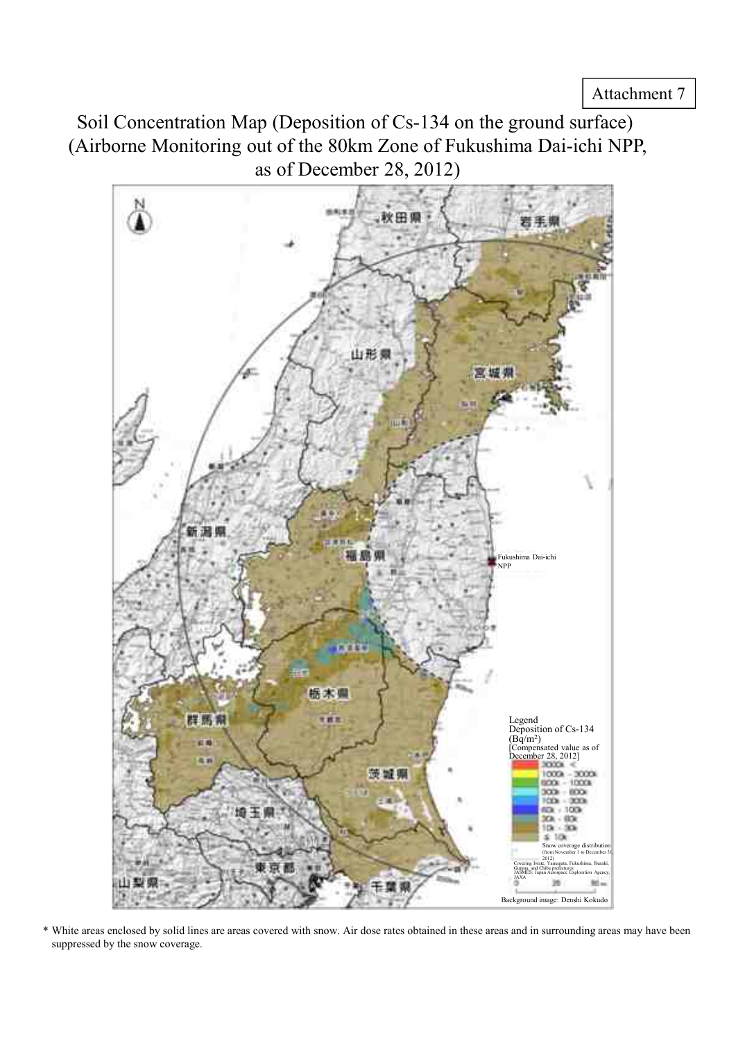Attachment 7

# Soil Concentration Map (Deposition of Cs-134 on the ground surface) (Airborne Monitoring out of the 80km Zone of Fukushima Dai-ichi NPP, as of December 28, 2012)

Fukushima Dai-ichi NPP

Legend
Deposition of Cs-134 (Bq/m²)
[Compensated value as of December 28, 2012]

- 3000k <
- 1000k - 3000k
- 600k - 1000k
- 300k - 600k
- 100k - 300k
- 60k - 100k
- 30k - 60k
- 10k - 30k
- ≤ 10k

Snow coverage distribution (from November 1 to December 31, 2012)
Covering Iwate, Yamagata, Fukushima, Ibaraki, Gunma, and Chiba prefectures
JASMES: Japan Aerospace Exploration Agency, JAXA

Background image: Denshi Kokudo

\* White areas enclosed by solid lines are areas covered with snow. Air dose rates obtained in these areas and in surrounding areas may have been suppressed by the snow coverage.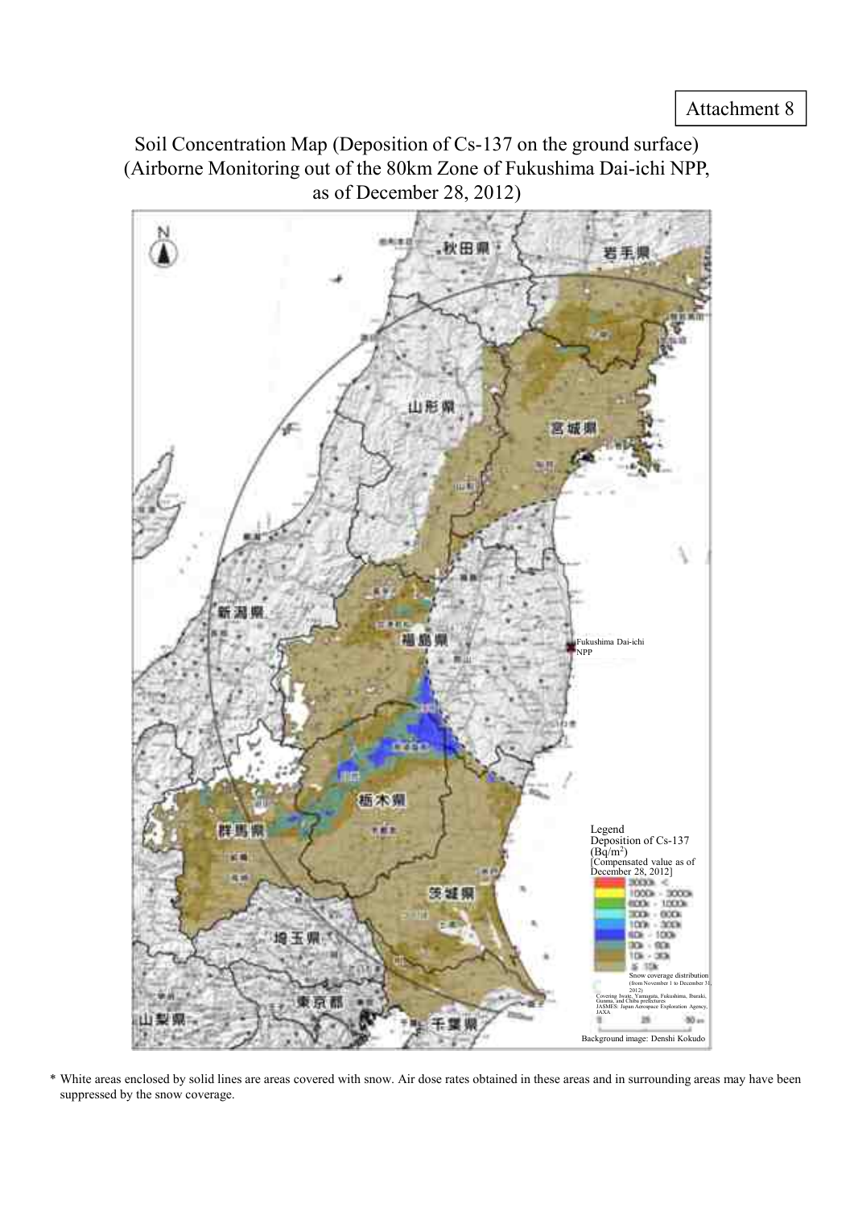Attachment 8

# Soil Concentration Map (Deposition of Cs-137 on the ground surface) (Airborne Monitoring out of the 80km Zone of Fukushima Dai-ichi NPP, as of December 28, 2012)

秋田県

岩手県

山形県

宮城県

新潟県

福島県

Fukushima Dai-ichi NPP

栃木県

群馬県

茨城県

埼玉県

東京都

山梨県

千葉県

Legend
Deposition of Cs-137 ($Bq/m^2$)
[Compensated value as of December 28, 2012]

- 3000k <
- 1000k - 3000k
- 600k - 1000k
- 300k - 600k
- 100k - 300k
- 60k - 100k
- 30k - 60k
- 10k - 30k
- ≤ 10k

Snow coverage distribution (from November 1 to December 31, 2012)
Covering Iwate, Yamagata, Fukushima, Ibaraki, Gunma, and Chiba prefectures
JASMES: Japan Aerospace Exploration Agency, JAXA

0 25 50 km

Background image: Denshi Kokudo

\* White areas enclosed by solid lines are areas covered with snow. Air dose rates obtained in these areas and in surrounding areas may have been suppressed by the snow coverage.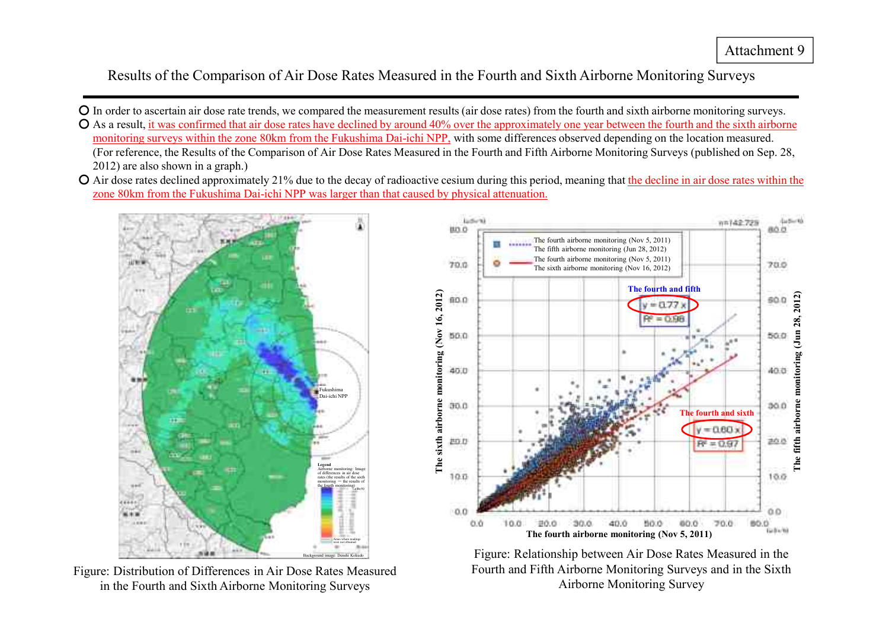Attachment 9

# Results of the Comparison of Air Dose Rates Measured in the Fourth and Sixth Airborne Monitoring Surveys

- In order to ascertain air dose rate trends, we compared the measurement results (air dose rates) from the fourth and sixth airborne monitoring surveys.
- As a result, it was confirmed that air dose rates have declined by around 40% over the approximately one year between the fourth and the sixth airborne monitoring surveys within the zone 80km from the Fukushima Dai-ichi NPP, with some differences observed depending on the location measured. (For reference, the Results of the Comparison of Air Dose Rates Measured in the Fourth and Fifth Airborne Monitoring Surveys (published on Sep. 28, 2012) are also shown in a graph.)
- Air dose rates declined approximately 21% due to the decay of radioactive cesium during this period, meaning that the decline in air dose rates within the zone 80km from the Fukushima Dai-ichi NPP was larger than that caused by physical attenuation.

Figure: Distribution of Differences in Air Dose Rates Measured in the Fourth and Sixth Airborne Monitoring Surveys

Figure: Relationship between Air Dose Rates Measured in the Fourth and Fifth Airborne Monitoring Surveys and in the Sixth Airborne Monitoring Survey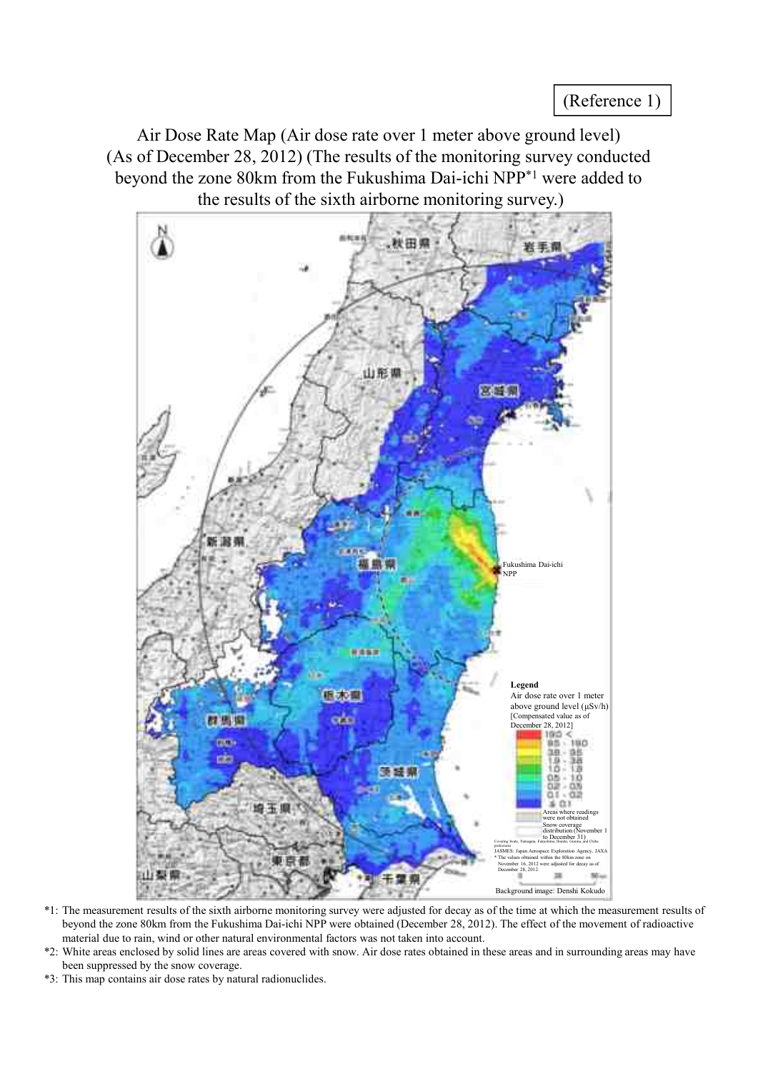(Reference 1)

# Air Dose Rate Map (Air dose rate over 1 meter above ground level) (As of December 28, 2012) (The results of the monitoring survey conducted beyond the zone 80km from the Fukushima Dai-ichi NPP[*1] were added to the results of the sixth airborne monitoring survey.)

秋田県 岩手県 山形県 宮城県 新潟県 福島県 栃木県 群馬県 茨城県 埼玉県 東京都 山梨県 千葉県

Fukushima Dai-ichi NPP

**Legend**

Air dose rate over 1 meter above ground level (μSv/h) [Compensated value as of December 28, 2012]

- 19.0 <
- 9.5 - 19.0
- 3.8 - 9.5
- 1.9 - 3.8
- 1.0 - 1.9
- 0.5 - 1.0
- 0.2 - 0.5
- 0.1 - 0.2
- ≤ 0.1
- Areas where readings were not obtained
- Snow coverage distribution (November 1 to December 31)

Covering Iwate, Yamagata, Fukushima, Ibaraki, Gunma, and Chiba prefectures

JASMES: Japan Aerospace Exploration Agency, JAXA

* The values obtained within the 80km zone on November 16, 2012 were adjusted for decay as of December 28, 2012.

0 25 50km

Background image: Denshi Kokudo

*1: The measurement results of the sixth airborne monitoring survey were adjusted for decay as of the time at which the measurement results of beyond the zone 80km from the Fukushima Dai-ichi NPP were obtained (December 28, 2012). The effect of the movement of radioactive material due to rain, wind or other natural environmental factors was not taken into account.

*2: White areas enclosed by solid lines are areas covered with snow. Air dose rates obtained in these areas and in surrounding areas may have been suppressed by the snow coverage.

*3: This map contains air dose rates by natural radionuclides.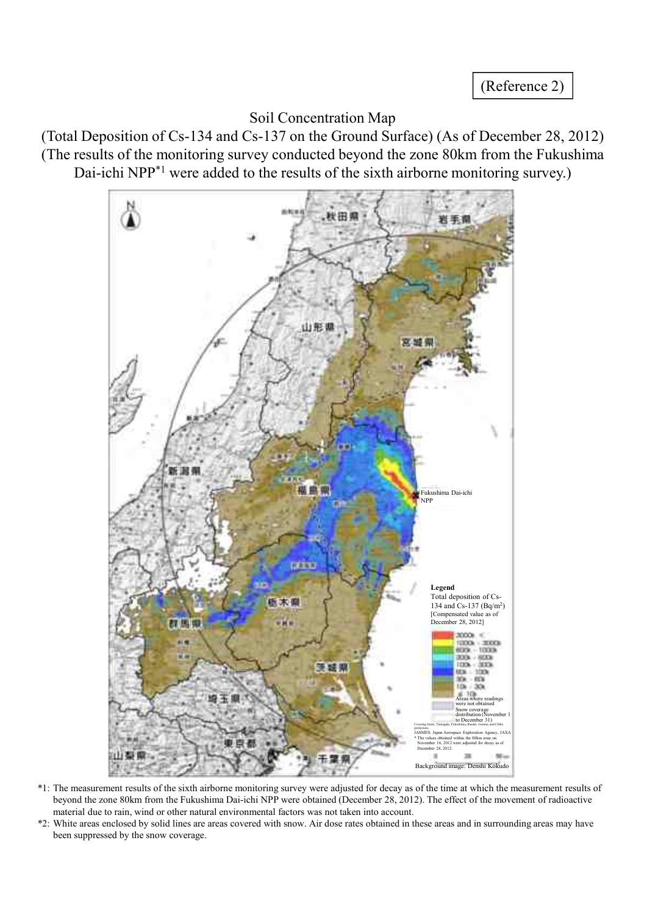(Reference 2)

Soil Concentration Map

(Total Deposition of Cs-134 and Cs-137 on the Ground Surface) (As of December 28, 2012)

(The results of the monitoring survey conducted beyond the zone 80km from the Fukushima Dai-ichi NPP[*1] were added to the results of the sixth airborne monitoring survey.)

Fukushima Dai-ichi NPP

**Legend**

Total deposition of Cs-134 and Cs-137 ($Bq/m^2$)
[Compensated value as of December 28, 2012]

- 3000k <
- 1000k - 3000k
- 600k - 1000k
- 300k - 600k
- 100k - 300k
- 60k - 100k
- 30k - 60k
- 10k - 30k
- ≤ 10k
- Areas where readings were not obtained
- Snow coverage distribution (November 1 to December 31)

Covering Iwate, Yamagata, Fukushima, Ibaraki, Gunma, and Chiba prefectures

JASMES: Japan Aerospace Exploration Agency, JAXA

* The values obtained within the 80km zone on November 16, 2012 were adjusted for decay as of December 28, 2012.

Background image: Denshi Kokudo

*1: The measurement results of the sixth airborne monitoring survey were adjusted for decay as of the time at which the measurement results of beyond the zone 80km from the Fukushima Dai-ichi NPP were obtained (December 28, 2012). The effect of the movement of radioactive material due to rain, wind or other natural environmental factors was not taken into account.

*2: White areas enclosed by solid lines are areas covered with snow. Air dose rates obtained in these areas and in surrounding areas may have been suppressed by the snow coverage.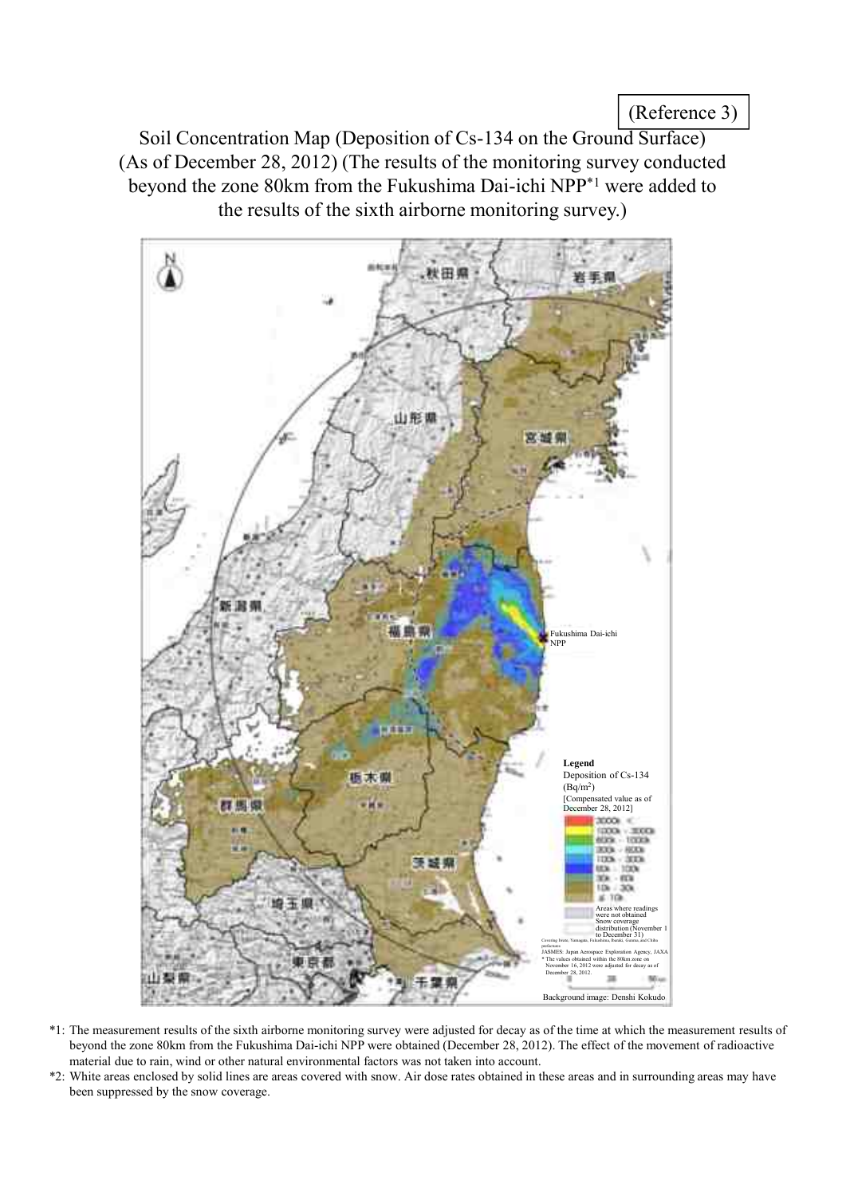(Reference 3)

# Soil Concentration Map (Deposition of Cs-134 on the Ground Surface) (As of December 28, 2012) (The results of the monitoring survey conducted beyond the zone 80km from the Fukushima Dai-ichi NPP*1 were added to the results of the sixth airborne monitoring survey.)

Fukushima Dai-ichi NPP

**Legend**

Deposition of Cs-134 ($Bq/m^2$)

[Compensated value as of December 28, 2012]

- 3000k <
- 1000k - 3000k
- 600k - 1000k
- 300k - 600k
- 100k - 300k
- 60k - 100k
- 10k - 30k
- ≤ 10k

Areas where readings were not obtained

Snow coverage distribution (November 1 to December 31)

JASMES: Japan Aerospace Exploration Agency, JAXA

* The values obtained within the 80km zone on November 16, 2012 were adjusted for decay as of December 28, 2012.

Background image: Denshi Kokudo

*1: The measurement results of the sixth airborne monitoring survey were adjusted for decay as of the time at which the measurement results of beyond the zone 80km from the Fukushima Dai-ichi NPP were obtained (December 28, 2012). The effect of the movement of radioactive material due to rain, wind or other natural environmental factors was not taken into account.

*2: White areas enclosed by solid lines are areas covered with snow. Air dose rates obtained in these areas and in surrounding areas may have been suppressed by the snow coverage.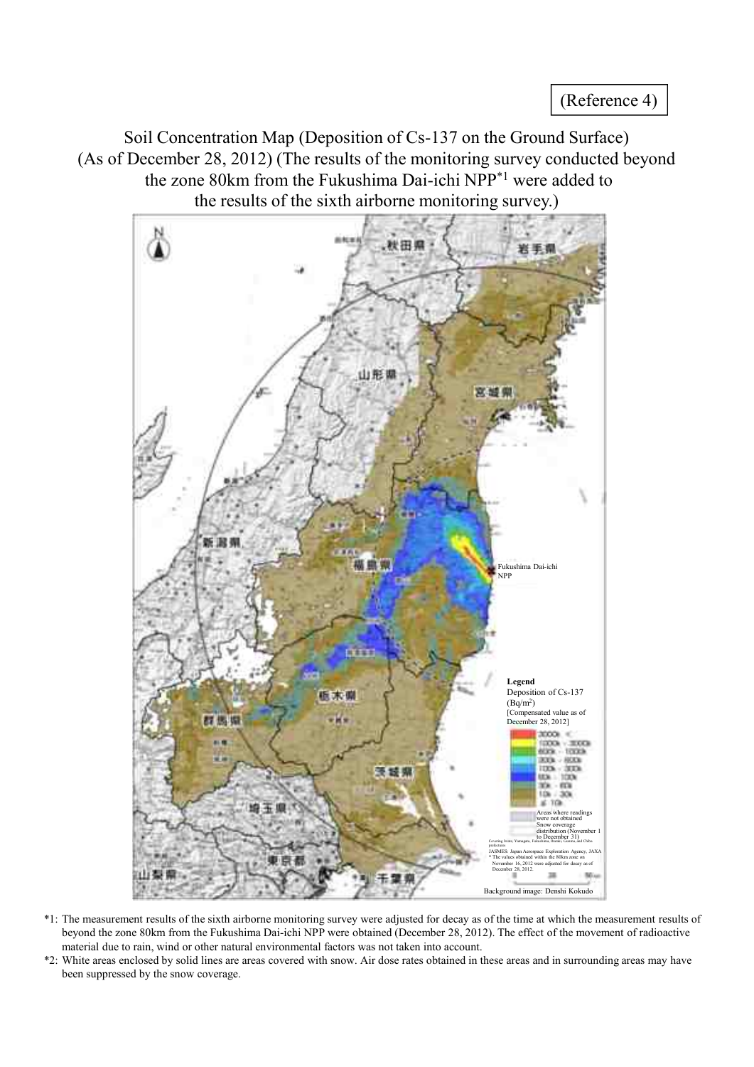(Reference 4)

# Soil Concentration Map (Deposition of Cs-137 on the Ground Surface) (As of December 28, 2012) (The results of the monitoring survey conducted beyond the zone 80km from the Fukushima Dai-ichi NPP[*1] were added to the results of the sixth airborne monitoring survey.)

Fukushima Dai-ichi NPP

**Legend**
Deposition of Cs-137 ($Bq/m^2$)
[Compensated value as of December 28, 2012]

- 3000k <
- 1000k - 3000k
- 600k - 1000k
- 300k - 600k
- 100k - 300k
- 60k - 100k
- 30k - 60k
- 10k - 30k
- ≦ 10k
- Areas where readings were not obtained
- Snow coverage distribution (November 1 to December 31)

Covering Iwate, Yamagata, Fukushima, Ibaraki, Gunma, and Chiba prefectures
JASMES: Japan Aerospace Exploration Agency, JAXA
* The values obtained within the 80km zone on November 16, 2012 were adjusted for decay as of December 28, 2012.

Background image: Denshi Kokudo

*1: The measurement results of the sixth airborne monitoring survey were adjusted for decay as of the time at which the measurement results of beyond the zone 80km from the Fukushima Dai-ichi NPP were obtained (December 28, 2012). The effect of the movement of radioactive material due to rain, wind or other natural environmental factors was not taken into account.

*2: White areas enclosed by solid lines are areas covered with snow. Air dose rates obtained in these areas and in surrounding areas may have been suppressed by the snow coverage.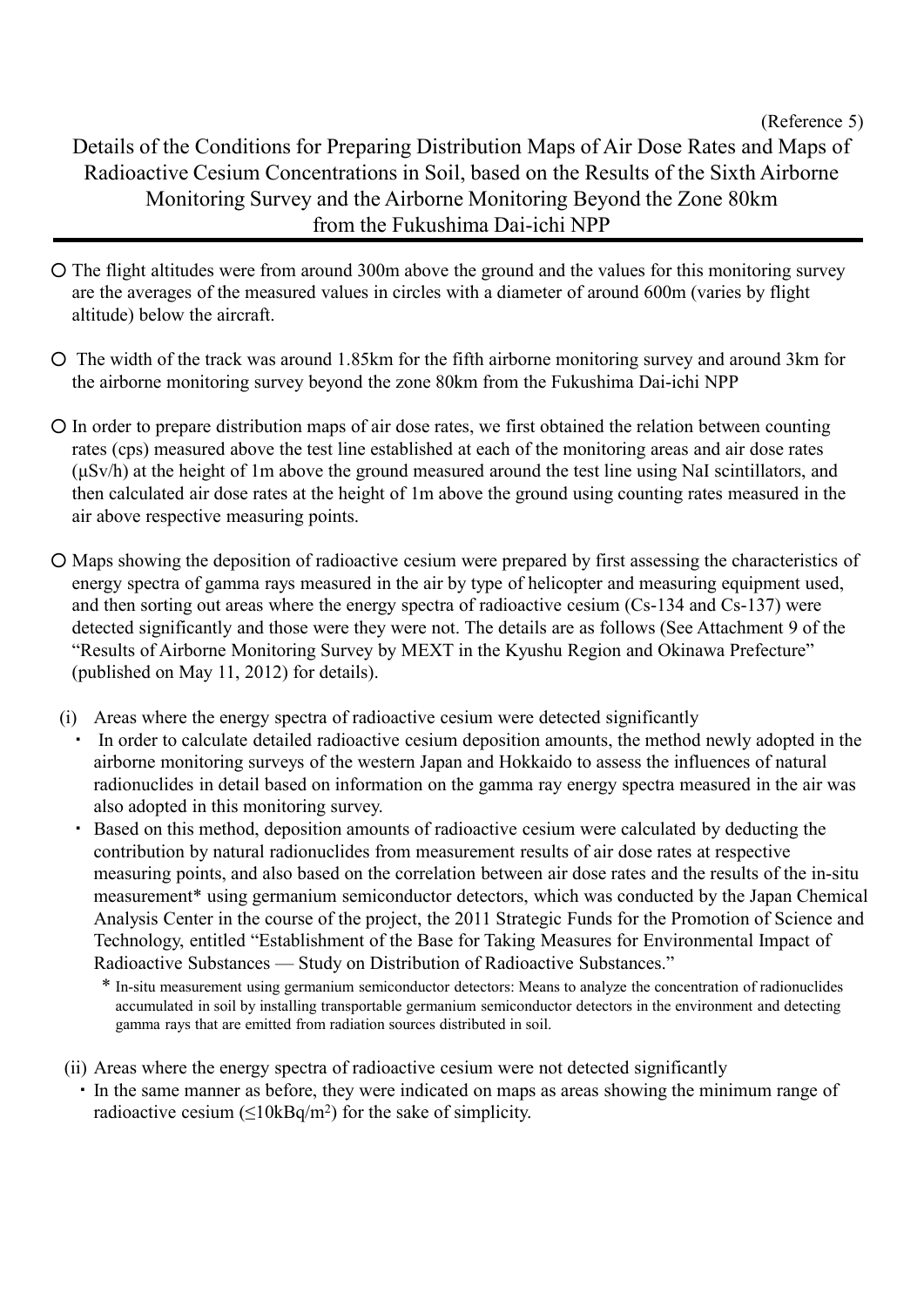(Reference 5)

# Details of the Conditions for Preparing Distribution Maps of Air Dose Rates and Maps of Radioactive Cesium Concentrations in Soil, based on the Results of the Sixth Airborne Monitoring Survey and the Airborne Monitoring Beyond the Zone 80km from the Fukushima Dai-ichi NPP

○ The flight altitudes were from around 300m above the ground and the values for this monitoring survey are the averages of the measured values in circles with a diameter of around 600m (varies by flight altitude) below the aircraft.

○ The width of the track was around 1.85km for the fifth airborne monitoring survey and around 3km for the airborne monitoring survey beyond the zone 80km from the Fukushima Dai-ichi NPP

○ In order to prepare distribution maps of air dose rates, we first obtained the relation between counting rates (cps) measured above the test line established at each of the monitoring areas and air dose rates (μSv/h) at the height of 1m above the ground measured around the test line using NaI scintillators, and then calculated air dose rates at the height of 1m above the ground using counting rates measured in the air above respective measuring points.

○ Maps showing the deposition of radioactive cesium were prepared by first assessing the characteristics of energy spectra of gamma rays measured in the air by type of helicopter and measuring equipment used, and then sorting out areas where the energy spectra of radioactive cesium (Cs-134 and Cs-137) were detected significantly and those were they were not. The details are as follows (See Attachment 9 of the "Results of Airborne Monitoring Survey by MEXT in the Kyushu Region and Okinawa Prefecture" (published on May 11, 2012) for details).

(i) Areas where the energy spectra of radioactive cesium were detected significantly

- In order to calculate detailed radioactive cesium deposition amounts, the method newly adopted in the airborne monitoring surveys of the western Japan and Hokkaido to assess the influences of natural radionuclides in detail based on information on the gamma ray energy spectra measured in the air was also adopted in this monitoring survey.
- Based on this method, deposition amounts of radioactive cesium were calculated by deducting the contribution by natural radionuclides from measurement results of air dose rates at respective measuring points, and also based on the correlation between air dose rates and the results of the in-situ measurement* using germanium semiconductor detectors, which was conducted by the Japan Chemical Analysis Center in the course of the project, the 2011 Strategic Funds for the Promotion of Science and Technology, entitled "Establishment of the Base for Taking Measures for Environmental Impact of Radioactive Substances — Study on Distribution of Radioactive Substances."

  * In-situ measurement using germanium semiconductor detectors: Means to analyze the concentration of radionuclides accumulated in soil by installing transportable germanium semiconductor detectors in the environment and detecting gamma rays that are emitted from radiation sources distributed in soil.

(ii) Areas where the energy spectra of radioactive cesium were not detected significantly

- In the same manner as before, they were indicated on maps as areas showing the minimum range of radioactive cesium ($\leq$10kBq/m$^2$) for the sake of simplicity.